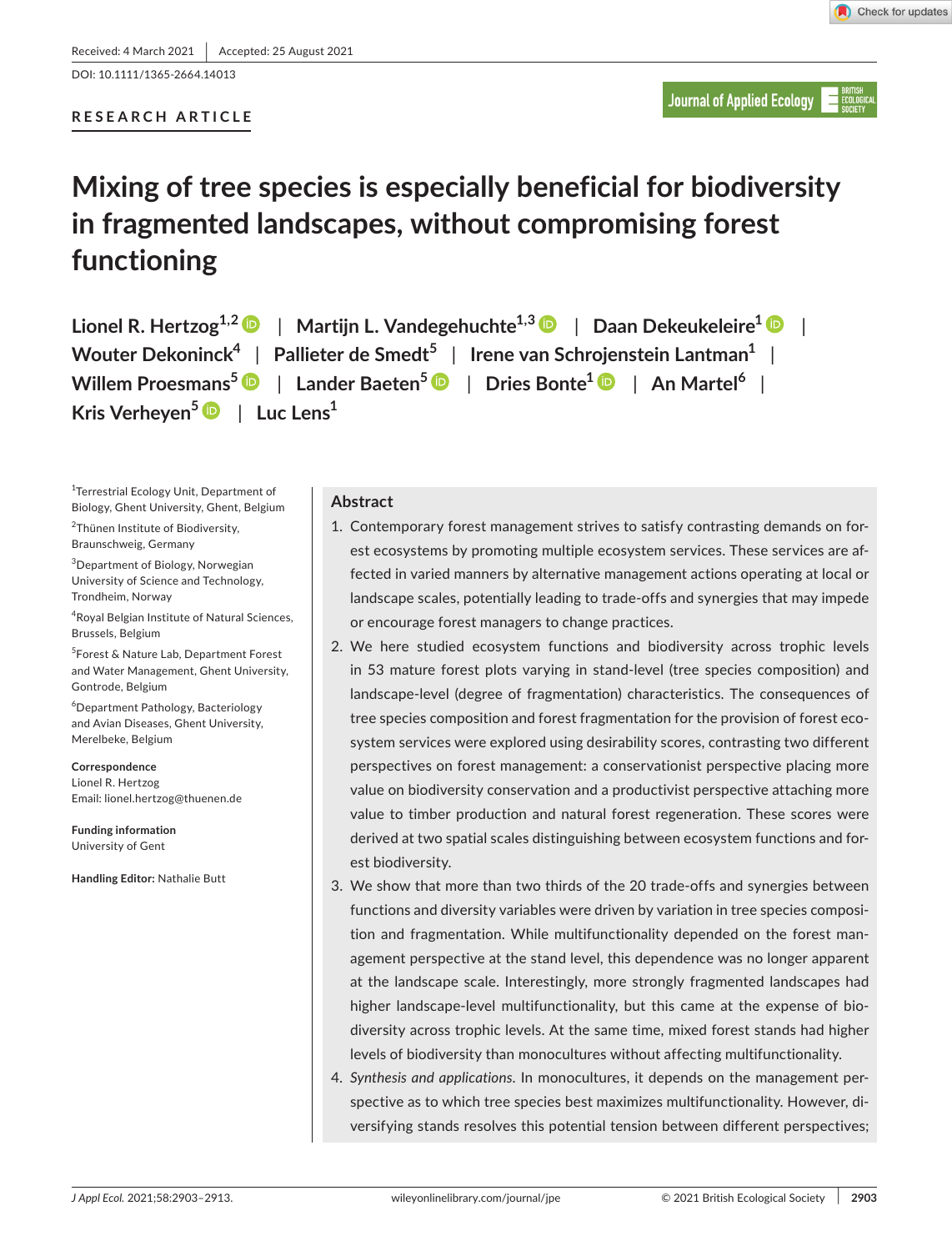Received: 4 March 2021 | Accepted: 25 August 2021

DOI: 10.1111/1365-2664.14013

RESEARCH ARTICLE

# Mixing of tree species is especially beneficial for biodiversity in fragmented landscapes, without compromising forest functioning

Lionel R. Hertzog[1,2] | Martijn L. Vandegehuchte[1,3] | Daan Dekeukeleire[1] | Wouter Dekoninck[4] | Pallieter de Smedt[5] | Irene van Schrojenstein Lantman[1] | Willem Proesmans[5] | Lander Baeten[5] | Dries Bonte[1] | An Martel[6] | Kris Verheyen[5] | Luc Lens[1]

[1]Terrestrial Ecology Unit, Department of Biology, Ghent University, Ghent, Belgium

[2]Thünen Institute of Biodiversity, Braunschweig, Germany

[3]Department of Biology, Norwegian University of Science and Technology, Trondheim, Norway

[4]Royal Belgian Institute of Natural Sciences, Brussels, Belgium

[5]Forest & Nature Lab, Department Forest and Water Management, Ghent University, Gontrode, Belgium

[6]Department Pathology, Bacteriology and Avian Diseases, Ghent University, Merelbeke, Belgium

**Correspondence**
Lionel R. Hertzog
Email: lionel.hertzog@thuenen.de

**Funding information**
University of Gent

**Handling Editor:** Nathalie Butt

## Abstract

1. Contemporary forest management strives to satisfy contrasting demands on forest ecosystems by promoting multiple ecosystem services. These services are affected in varied manners by alternative management actions operating at local or landscape scales, potentially leading to trade-offs and synergies that may impede or encourage forest managers to change practices.
2. We here studied ecosystem functions and biodiversity across trophic levels in 53 mature forest plots varying in stand-level (tree species composition) and landscape-level (degree of fragmentation) characteristics. The consequences of tree species composition and forest fragmentation for the provision of forest ecosystem services were explored using desirability scores, contrasting two different perspectives on forest management: a conservationist perspective placing more value on biodiversity conservation and a productivist perspective attaching more value to timber production and natural forest regeneration. These scores were derived at two spatial scales distinguishing between ecosystem functions and forest biodiversity.
3. We show that more than two thirds of the 20 trade-offs and synergies between functions and diversity variables were driven by variation in tree species composition and fragmentation. While multifunctionality depended on the forest management perspective at the stand level, this dependence was no longer apparent at the landscape scale. Interestingly, more strongly fragmented landscapes had higher landscape-level multifunctionality, but this came at the expense of biodiversity across trophic levels. At the same time, mixed forest stands had higher levels of biodiversity than monocultures without affecting multifunctionality.
4. *Synthesis and applications*. In monocultures, it depends on the management perspective as to which tree species best maximizes multifunctionality. However, diversifying stands resolves this potential tension between different perspectives;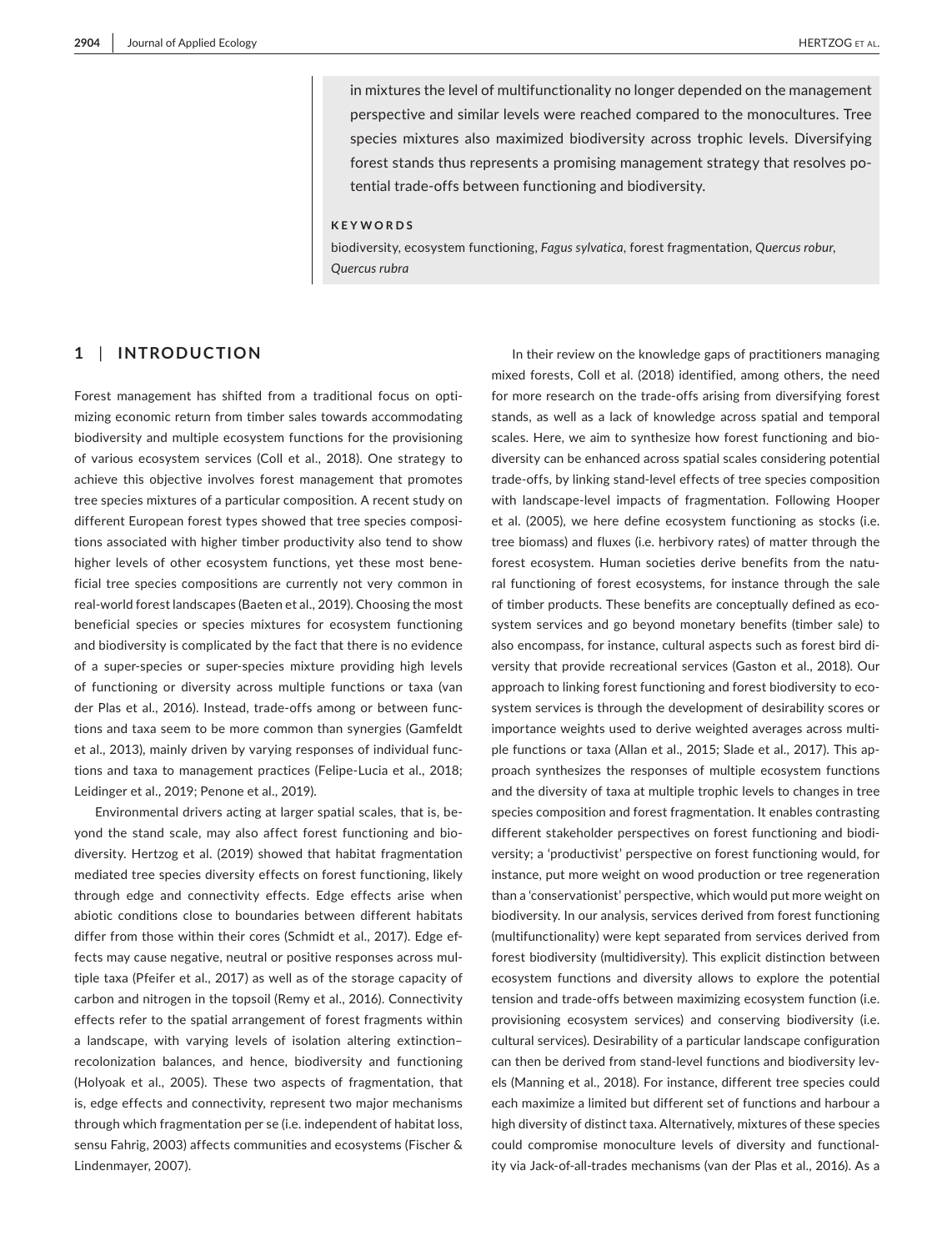in mixtures the level of multifunctionality no longer depended on the management perspective and similar levels were reached compared to the monocultures. Tree species mixtures also maximized biodiversity across trophic levels. Diversifying forest stands thus represents a promising management strategy that resolves potential trade-offs between functioning and biodiversity.

**KEYWORDS**

biodiversity, ecosystem functioning, *Fagus sylvatica*, forest fragmentation, *Quercus robur*, *Quercus rubra*

## 1 | INTRODUCTION

Forest management has shifted from a traditional focus on optimizing economic return from timber sales towards accommodating biodiversity and multiple ecosystem functions for the provisioning of various ecosystem services (Coll et al., 2018). One strategy to achieve this objective involves forest management that promotes tree species mixtures of a particular composition. A recent study on different European forest types showed that tree species compositions associated with higher timber productivity also tend to show higher levels of other ecosystem functions, yet these most beneficial tree species compositions are currently not very common in real-world forest landscapes (Baeten et al., 2019). Choosing the most beneficial species or species mixtures for ecosystem functioning and biodiversity is complicated by the fact that there is no evidence of a super-species or super-species mixture providing high levels of functioning or diversity across multiple functions or taxa (van der Plas et al., 2016). Instead, trade-offs among or between functions and taxa seem to be more common than synergies (Gamfeldt et al., 2013), mainly driven by varying responses of individual functions and taxa to management practices (Felipe-Lucia et al., 2018; Leidinger et al., 2019; Penone et al., 2019).

Environmental drivers acting at larger spatial scales, that is, beyond the stand scale, may also affect forest functioning and biodiversity. Hertzog et al. (2019) showed that habitat fragmentation mediated tree species diversity effects on forest functioning, likely through edge and connectivity effects. Edge effects arise when abiotic conditions close to boundaries between different habitats differ from those within their cores (Schmidt et al., 2017). Edge effects may cause negative, neutral or positive responses across multiple taxa (Pfeifer et al., 2017) as well as of the storage capacity of carbon and nitrogen in the topsoil (Remy et al., 2016). Connectivity effects refer to the spatial arrangement of forest fragments within a landscape, with varying levels of isolation altering extinction–recolonization balances, and hence, biodiversity and functioning (Holyoak et al., 2005). These two aspects of fragmentation, that is, edge effects and connectivity, represent two major mechanisms through which fragmentation per se (i.e. independent of habitat loss, sensu Fahrig, 2003) affects communities and ecosystems (Fischer & Lindenmayer, 2007).

In their review on the knowledge gaps of practitioners managing mixed forests, Coll et al. (2018) identified, among others, the need for more research on the trade-offs arising from diversifying forest stands, as well as a lack of knowledge across spatial and temporal scales. Here, we aim to synthesize how forest functioning and biodiversity can be enhanced across spatial scales considering potential trade-offs, by linking stand-level effects of tree species composition with landscape-level impacts of fragmentation. Following Hooper et al. (2005), we here define ecosystem functioning as stocks (i.e. tree biomass) and fluxes (i.e. herbivory rates) of matter through the forest ecosystem. Human societies derive benefits from the natural functioning of forest ecosystems, for instance through the sale of timber products. These benefits are conceptually defined as ecosystem services and go beyond monetary benefits (timber sale) to also encompass, for instance, cultural aspects such as forest bird diversity that provide recreational services (Gaston et al., 2018). Our approach to linking forest functioning and forest biodiversity to ecosystem services is through the development of desirability scores or importance weights used to derive weighted averages across multiple functions or taxa (Allan et al., 2015; Slade et al., 2017). This approach synthesizes the responses of multiple ecosystem functions and the diversity of taxa at multiple trophic levels to changes in tree species composition and forest fragmentation. It enables contrasting different stakeholder perspectives on forest functioning and biodiversity; a 'productivist' perspective on forest functioning would, for instance, put more weight on wood production or tree regeneration than a 'conservationist' perspective, which would put more weight on biodiversity. In our analysis, services derived from forest functioning (multifunctionality) were kept separated from services derived from forest biodiversity (multidiversity). This explicit distinction between ecosystem functions and diversity allows to explore the potential tension and trade-offs between maximizing ecosystem function (i.e. provisioning ecosystem services) and conserving biodiversity (i.e. cultural services). Desirability of a particular landscape configuration can then be derived from stand-level functions and biodiversity levels (Manning et al., 2018). For instance, different tree species could each maximize a limited but different set of functions and harbour a high diversity of distinct taxa. Alternatively, mixtures of these species could compromise monoculture levels of diversity and functionality via Jack-of-all-trades mechanisms (van der Plas et al., 2016). As a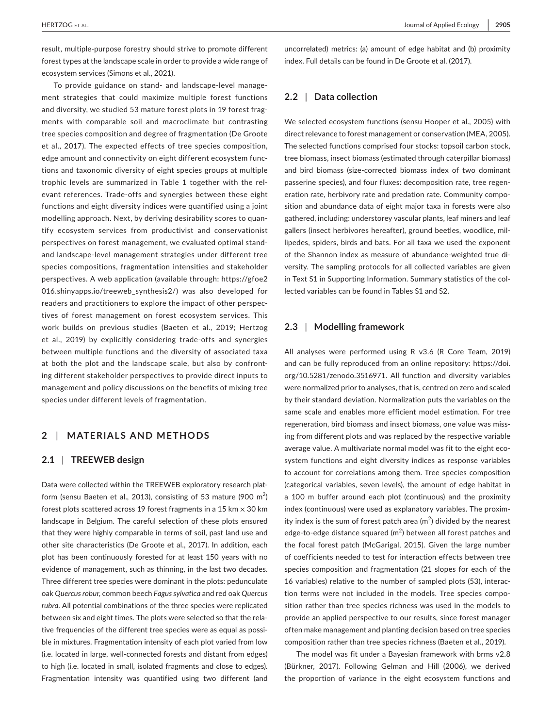result, multiple-purpose forestry should strive to promote different forest types at the landscape scale in order to provide a wide range of ecosystem services (Simons et al., 2021).

To provide guidance on stand- and landscape-level management strategies that could maximize multiple forest functions and diversity, we studied 53 mature forest plots in 19 forest fragments with comparable soil and macroclimate but contrasting tree species composition and degree of fragmentation (De Groote et al., 2017). The expected effects of tree species composition, edge amount and connectivity on eight different ecosystem functions and taxonomic diversity of eight species groups at multiple trophic levels are summarized in Table 1 together with the relevant references. Trade-offs and synergies between these eight functions and eight diversity indices were quantified using a joint modelling approach. Next, by deriving desirability scores to quantify ecosystem services from productivist and conservationist perspectives on forest management, we evaluated optimal stand- and landscape-level management strategies under different tree species compositions, fragmentation intensities and stakeholder perspectives. A web application (available through: https://gfoe2016.shinyapps.io/treeweb_synthesis2/) was also developed for readers and practitioners to explore the impact of other perspectives of forest management on forest ecosystem services. This work builds on previous studies (Baeten et al., 2019; Hertzog et al., 2019) by explicitly considering trade-offs and synergies between multiple functions and the diversity of associated taxa at both the plot and the landscape scale, but also by confronting different stakeholder perspectives to provide direct inputs to management and policy discussions on the benefits of mixing tree species under different levels of fragmentation.

## 2 | MATERIALS AND METHODS

### 2.1 | TREEWEB design

Data were collected within the TREEWEB exploratory research platform (sensu Baeten et al., 2013), consisting of 53 mature (900 $m^2$) forest plots scattered across 19 forest fragments in a 15 km × 30 km landscape in Belgium. The careful selection of these plots ensured that they were highly comparable in terms of soil, past land use and other site characteristics (De Groote et al., 2017). In addition, each plot has been continuously forested for at least 150 years with no evidence of management, such as thinning, in the last two decades. Three different tree species were dominant in the plots: pedunculate oak *Quercus robur*, common beech *Fagus sylvatica* and red oak *Quercus rubra*. All potential combinations of the three species were replicated between six and eight times. The plots were selected so that the relative frequencies of the different tree species were as equal as possible in mixtures. Fragmentation intensity of each plot varied from low (i.e. located in large, well-connected forests and distant from edges) to high (i.e. located in small, isolated fragments and close to edges). Fragmentation intensity was quantified using two different (and uncorrelated) metrics: (a) amount of edge habitat and (b) proximity index. Full details can be found in De Groote et al. (2017).

### 2.2 | Data collection

We selected ecosystem functions (sensu Hooper et al., 2005) with direct relevance to forest management or conservation (MEA, 2005). The selected functions comprised four stocks: topsoil carbon stock, tree biomass, insect biomass (estimated through caterpillar biomass) and bird biomass (size-corrected biomass index of two dominant passerine species), and four fluxes: decomposition rate, tree regeneration rate, herbivory rate and predation rate. Community composition and abundance data of eight major taxa in forests were also gathered, including: understorey vascular plants, leaf miners and leaf gallers (insect herbivores hereafter), ground beetles, woodlice, millipedes, spiders, birds and bats. For all taxa we used the exponent of the Shannon index as measure of abundance-weighted true diversity. The sampling protocols for all collected variables are given in Text S1 in Supporting Information. Summary statistics of the collected variables can be found in Tables S1 and S2.

### 2.3 | Modelling framework

All analyses were performed using R v3.6 (R Core Team, 2019) and can be fully reproduced from an online repository: https://doi.org/10.5281/zenodo.3516971. All function and diversity variables were normalized prior to analyses, that is, centred on zero and scaled by their standard deviation. Normalization puts the variables on the same scale and enables more efficient model estimation. For tree regeneration, bird biomass and insect biomass, one value was missing from different plots and was replaced by the respective variable average value. A multivariate normal model was fit to the eight ecosystem functions and eight diversity indices as response variables to account for correlations among them. Tree species composition (categorical variables, seven levels), the amount of edge habitat in a 100 m buffer around each plot (continuous) and the proximity index (continuous) were used as explanatory variables. The proximity index is the sum of forest patch area ($m^2$) divided by the nearest edge-to-edge distance squared ($m^2$) between all forest patches and the focal forest patch (McGarigal, 2015). Given the large number of coefficients needed to test for interaction effects between tree species composition and fragmentation (21 slopes for each of the 16 variables) relative to the number of sampled plots (53), interaction terms were not included in the models. Tree species composition rather than tree species richness was used in the models to provide an applied perspective to our results, since forest manager often make management and planting decision based on tree species composition rather than tree species richness (Baeten et al., 2019).

The model was fit under a Bayesian framework with brms v2.8 (Bürkner, 2017). Following Gelman and Hill (2006), we derived the proportion of variance in the eight ecosystem functions and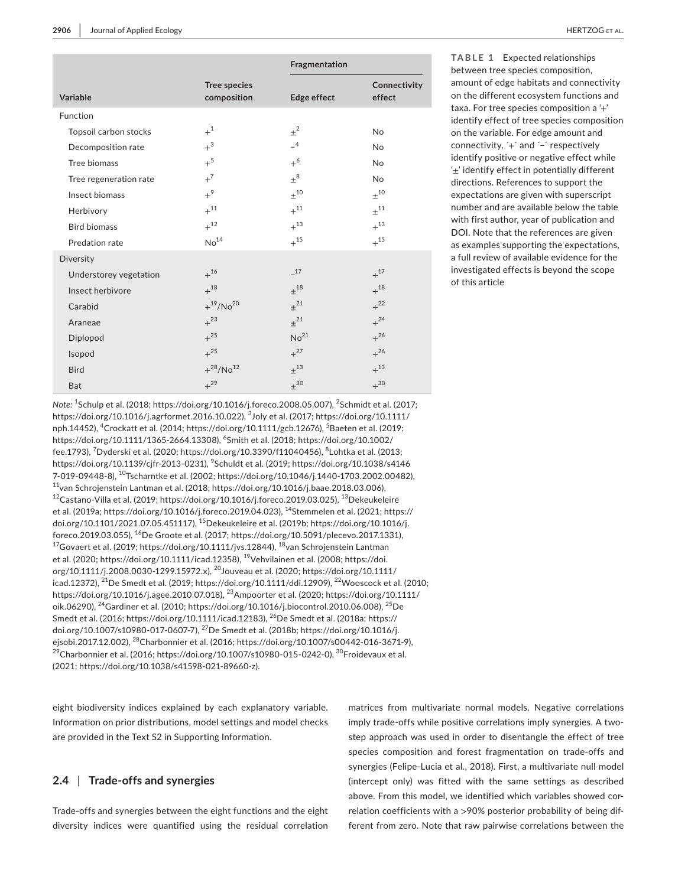**TABLE 1** Expected relationships between tree species composition, amount of edge habitats and connectivity on the different ecosystem functions and taxa. For tree species composition a '+' identify effect of tree species composition on the variable. For edge amount and connectivity, '+' and '−' respectively identify positive or negative effect while '±' identify effect in potentially different directions. References to support the expectations are given with superscript number and are available below the table with first author, year of publication and DOI. Note that the references are given as examples supporting the expectations, a full review of available evidence for the investigated effects is beyond the scope of this article

| | | Fragmentation | |
|---|---|---|---|
| Variable | Tree species composition | Edge effect | Connectivity effect |
| **Function** | | | |
| Topsoil carbon stocks | +[1] | ±[2] | No |
| Decomposition rate | +[3] | −[4] | No |
| Tree biomass | +[5] | +[6] | No |
| Tree regeneration rate | +[7] | ±[8] | No |
| Insect biomass | +[9] | ±[10] | ±[10] |
| Herbivory | +[11] | +[11] | ±[11] |
| Bird biomass | +[12] | +[13] | +[13] |
| Predation rate | No[14] | +[15] | +[15] |
| **Diversity** | | | |
| Understorey vegetation | +[16] | −[17] | +[17] |
| Insect herbivore | +[18] | ±[18] | +[18] |
| Carabid | +[19]/No[20] | ±[21] | +[22] |
| Araneae | +[23] | ±[21] | +[24] |
| Diplopod | +[25] | No[21] | +[26] |
| Isopod | +[25] | +[27] | +[26] |
| Bird | +[28]/No[12] | ±[13] | +[13] |
| Bat | +[29] | ±[30] | +[30] |

*Note:* [1]Schulp et al. (2018; https://doi.org/10.1016/j.foreco.2008.05.007), [2]Schmidt et al. (2017; https://doi.org/10.1016/j.agrformet.2016.10.022), [3]Joly et al. (2017; https://doi.org/10.1111/nph.14452), [4]Crockatt et al. (2014; https://doi.org/10.1111/gcb.12676), [5]Baeten et al. (2019; https://doi.org/10.1111/1365-2664.13308), [6]Smith et al. (2018; https://doi.org/10.1002/fee.1793), [7]Dyderski et al. (2020; https://doi.org/10.3390/f11040456), [8]Lohtka et al. (2013; https://doi.org/10.1139/cjfr-2013-0231), [9]Schuldt et al. (2019; https://doi.org/10.1038/s41467-019-09448-8), [10]Tscharntke et al. (2002; https://doi.org/10.1046/j.1440-1703.2002.00482), [11]van Schrojenstein Lantman et al. (2018; https://doi.org/10.1016/j.baae.2018.03.006), [12]Castano-Villa et al. (2019; https://doi.org/10.1016/j.foreco.2019.03.025), [13]Dekeukeleire et al. (2019a; https://doi.org/10.1016/j.foreco.2019.04.023), [14]Stemmelen et al. (2021; https://doi.org/10.1101/2021.07.05.451117), [15]Dekeukeleire et al. (2019b; https://doi.org/10.1016/j.foreco.2019.03.055), [16]De Groote et al. (2017; https://doi.org/10.5091/plecevo.2017.1331), [17]Govaert et al. (2019; https://doi.org/10.1111/jvs.12844), [18]van Schrojenstein Lantman et al. (2020; https://doi.org/10.1111/icad.12358), [19]Vehvilainen et al. (2008; https://doi.org/10.1111/j.2008.0030-1299.15972.x), [20]Jouveau et al. (2020; https://doi.org/10.1111/icad.12372), [21]De Smedt et al. (2019; https://doi.org/10.1111/ddi.12909), [22]Wooscock et al. (2010; https://doi.org/10.1016/j.agee.2010.07.018), [23]Ampoorter et al. (2020; https://doi.org/10.1111/oik.06290), [24]Gardiner et al. (2010; https://doi.org/10.1016/j.biocontrol.2010.06.008), [25]De Smedt et al. (2016; https://doi.org/10.1111/icad.12183), [26]De Smedt et al. (2018a; https://doi.org/10.1007/s10980-017-0607-7), [27]De Smedt et al. (2018b; https://doi.org/10.1016/j.ejsobi.2017.12.002), [28]Charbonnier et al. (2016; https://doi.org/10.1007/s00442-016-3671-9), [29]Charbonnier et al. (2016; https://doi.org/10.1007/s10980-015-0242-0), [30]Froidevaux et al. (2021; https://doi.org/10.1038/s41598-021-89660-z).

eight biodiversity indices explained by each explanatory variable. Information on prior distributions, model settings and model checks are provided in the Text S2 in Supporting Information.

## 2.4 | Trade-offs and synergies

Trade-offs and synergies between the eight functions and the eight diversity indices were quantified using the residual correlation matrices from multivariate normal models. Negative correlations imply trade-offs while positive correlations imply synergies. A two-step approach was used in order to disentangle the effect of tree species composition and forest fragmentation on trade-offs and synergies (Felipe-Lucia et al., 2018). First, a multivariate null model (intercept only) was fitted with the same settings as described above. From this model, we identified which variables showed correlation coefficients with a >90% posterior probability of being different from zero. Note that raw pairwise correlations between the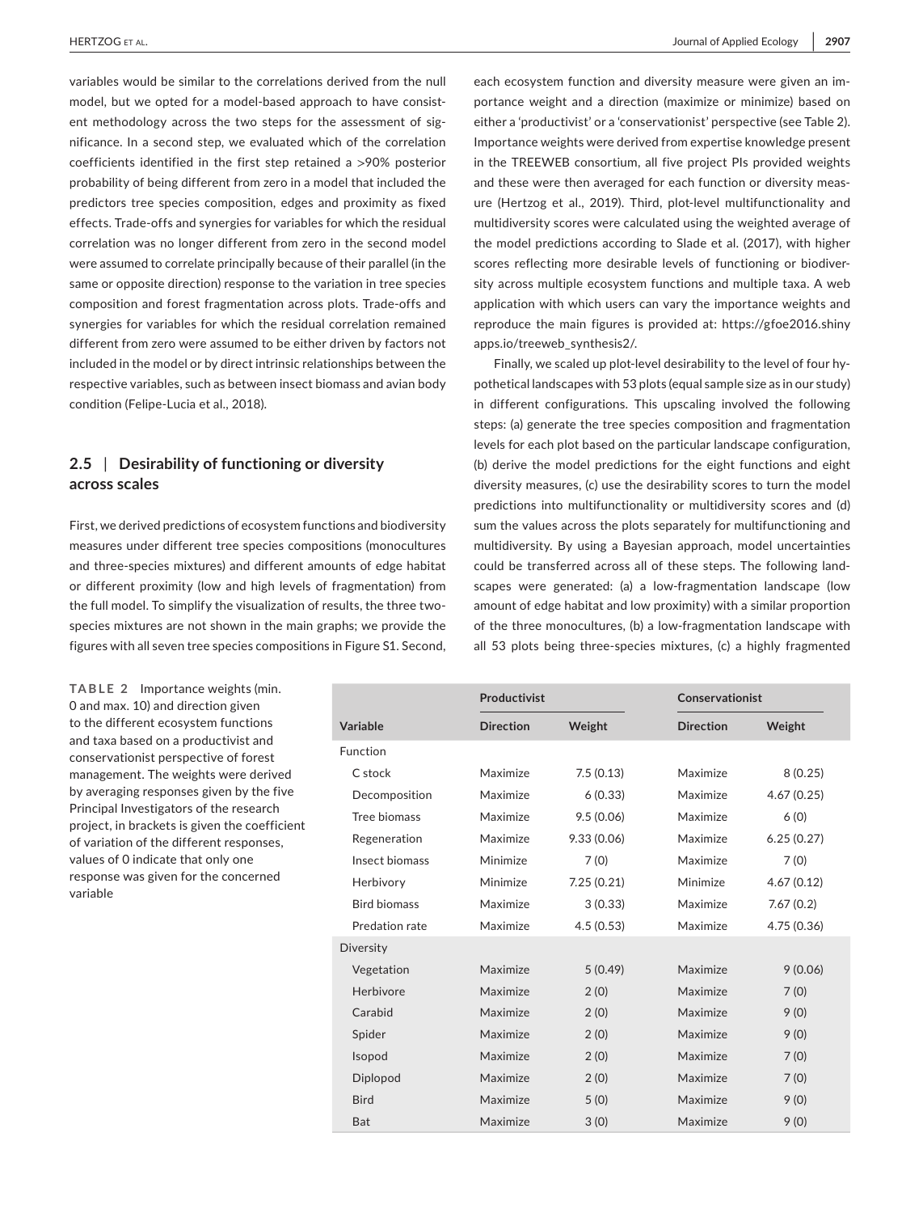variables would be similar to the correlations derived from the null model, but we opted for a model-based approach to have consistent methodology across the two steps for the assessment of significance. In a second step, we evaluated which of the correlation coefficients identified in the first step retained a >90% posterior probability of being different from zero in a model that included the predictors tree species composition, edges and proximity as fixed effects. Trade-offs and synergies for variables for which the residual correlation was no longer different from zero in the second model were assumed to correlate principally because of their parallel (in the same or opposite direction) response to the variation in tree species composition and forest fragmentation across plots. Trade-offs and synergies for variables for which the residual correlation remained different from zero were assumed to be either driven by factors not included in the model or by direct intrinsic relationships between the respective variables, such as between insect biomass and avian body condition (Felipe-Lucia et al., 2018).

## 2.5 | Desirability of functioning or diversity across scales

First, we derived predictions of ecosystem functions and biodiversity measures under different tree species compositions (monocultures and three-species mixtures) and different amounts of edge habitat or different proximity (low and high levels of fragmentation) from the full model. To simplify the visualization of results, the three two-species mixtures are not shown in the main graphs; we provide the figures with all seven tree species compositions in Figure S1. Second, each ecosystem function and diversity measure were given an importance weight and a direction (maximize or minimize) based on either a 'productivist' or a 'conservationist' perspective (see Table 2). Importance weights were derived from expertise knowledge present in the TREEWEB consortium, all five project PIs provided weights and these were then averaged for each function or diversity measure (Hertzog et al., 2019). Third, plot-level multifunctionality and multidiversity scores were calculated using the weighted average of the model predictions according to Slade et al. (2017), with higher scores reflecting more desirable levels of functioning or biodiversity across multiple ecosystem functions and multiple taxa. A web application with which users can vary the importance weights and reproduce the main figures is provided at: https://gfoe2016.shinyapps.io/treeweb_synthesis2/.

Finally, we scaled up plot-level desirability to the level of four hypothetical landscapes with 53 plots (equal sample size as in our study) in different configurations. This upscaling involved the following steps: (a) generate the tree species composition and fragmentation levels for each plot based on the particular landscape configuration, (b) derive the model predictions for the eight functions and eight diversity measures, (c) use the desirability scores to turn the model predictions into multifunctionality or multidiversity scores and (d) sum the values across the plots separately for multifunctioning and multidiversity. By using a Bayesian approach, model uncertainties could be transferred across all of these steps. The following landscapes were generated: (a) a low-fragmentation landscape (low amount of edge habitat and low proximity) with a similar proportion of the three monocultures, (b) a low-fragmentation landscape with all 53 plots being three-species mixtures, (c) a highly fragmented

**TABLE 2** Importance weights (min. 0 and max. 10) and direction given to the different ecosystem functions and taxa based on a productivist and conservationist perspective of forest management. The weights were derived by averaging responses given by the five Principal Investigators of the research project, in brackets is given the coefficient of variation of the different responses, values of 0 indicate that only one response was given for the concerned variable

| | Productivist | | Conservationist | |
|---|---|---|---|---|
| Variable | Direction | Weight | Direction | Weight |
| Function | | | | |
| C stock | Maximize | 7.5 (0.13) | Maximize | 8 (0.25) |
| Decomposition | Maximize | 6 (0.33) | Maximize | 4.67 (0.25) |
| Tree biomass | Maximize | 9.5 (0.06) | Maximize | 6 (0) |
| Regeneration | Maximize | 9.33 (0.06) | Maximize | 6.25 (0.27) |
| Insect biomass | Minimize | 7 (0) | Maximize | 7 (0) |
| Herbivory | Minimize | 7.25 (0.21) | Minimize | 4.67 (0.12) |
| Bird biomass | Maximize | 3 (0.33) | Maximize | 7.67 (0.2) |
| Predation rate | Maximize | 4.5 (0.53) | Maximize | 4.75 (0.36) |
| Diversity | | | | |
| Vegetation | Maximize | 5 (0.49) | Maximize | 9 (0.06) |
| Herbivore | Maximize | 2 (0) | Maximize | 7 (0) |
| Carabid | Maximize | 2 (0) | Maximize | 9 (0) |
| Spider | Maximize | 2 (0) | Maximize | 9 (0) |
| Isopod | Maximize | 2 (0) | Maximize | 7 (0) |
| Diplopod | Maximize | 2 (0) | Maximize | 7 (0) |
| Bird | Maximize | 5 (0) | Maximize | 9 (0) |
| Bat | Maximize | 3 (0) | Maximize | 9 (0) |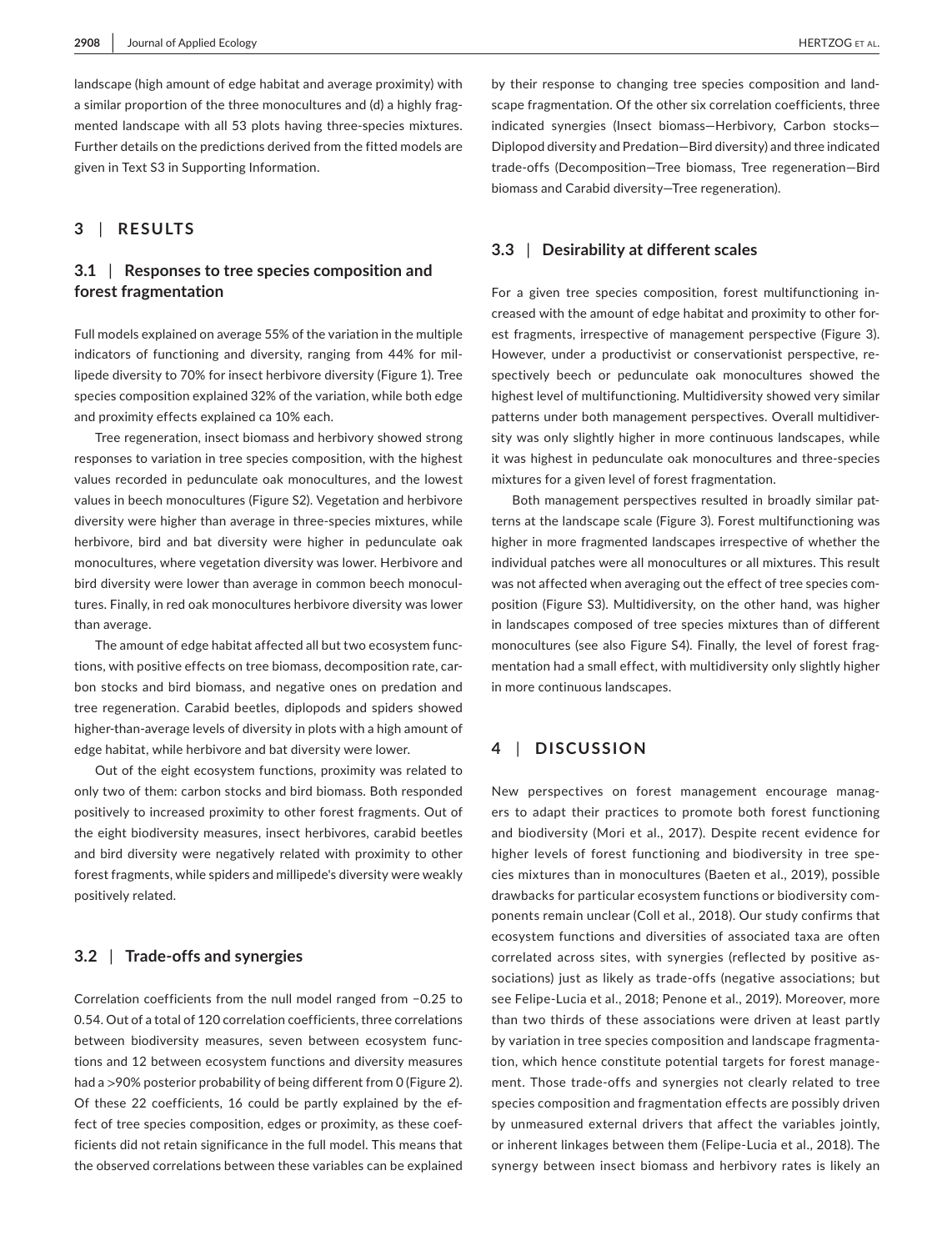landscape (high amount of edge habitat and average proximity) with a similar proportion of the three monocultures and (d) a highly fragmented landscape with all 53 plots having three-species mixtures. Further details on the predictions derived from the fitted models are given in Text S3 in Supporting Information.

## 3 | RESULTS

### 3.1 | Responses to tree species composition and forest fragmentation

Full models explained on average 55% of the variation in the multiple indicators of functioning and diversity, ranging from 44% for millipede diversity to 70% for insect herbivore diversity (Figure 1). Tree species composition explained 32% of the variation, while both edge and proximity effects explained ca 10% each.

Tree regeneration, insect biomass and herbivory showed strong responses to variation in tree species composition, with the highest values recorded in pedunculate oak monocultures, and the lowest values in beech monocultures (Figure S2). Vegetation and herbivore diversity were higher than average in three-species mixtures, while herbivore, bird and bat diversity were higher in pedunculate oak monocultures, where vegetation diversity was lower. Herbivore and bird diversity were lower than average in common beech monocultures. Finally, in red oak monocultures herbivore diversity was lower than average.

The amount of edge habitat affected all but two ecosystem functions, with positive effects on tree biomass, decomposition rate, carbon stocks and bird biomass, and negative ones on predation and tree regeneration. Carabid beetles, diplopods and spiders showed higher-than-average levels of diversity in plots with a high amount of edge habitat, while herbivore and bat diversity were lower.

Out of the eight ecosystem functions, proximity was related to only two of them: carbon stocks and bird biomass. Both responded positively to increased proximity to other forest fragments. Out of the eight biodiversity measures, insect herbivores, carabid beetles and bird diversity were negatively related with proximity to other forest fragments, while spiders and millipede's diversity were weakly positively related.

### 3.2 | Trade-offs and synergies

Correlation coefficients from the null model ranged from −0.25 to 0.54. Out of a total of 120 correlation coefficients, three correlations between biodiversity measures, seven between ecosystem functions and 12 between ecosystem functions and diversity measures had a >90% posterior probability of being different from 0 (Figure 2). Of these 22 coefficients, 16 could be partly explained by the effect of tree species composition, edges or proximity, as these coefficients did not retain significance in the full model. This means that the observed correlations between these variables can be explained by their response to changing tree species composition and landscape fragmentation. Of the other six correlation coefficients, three indicated synergies (Insect biomass—Herbivory, Carbon stocks—Diplopod diversity and Predation—Bird diversity) and three indicated trade-offs (Decomposition—Tree biomass, Tree regeneration—Bird biomass and Carabid diversity—Tree regeneration).

### 3.3 | Desirability at different scales

For a given tree species composition, forest multifunctioning increased with the amount of edge habitat and proximity to other forest fragments, irrespective of management perspective (Figure 3). However, under a productivist or conservationist perspective, respectively beech or pedunculate oak monocultures showed the highest level of multifunctioning. Multidiversity showed very similar patterns under both management perspectives. Overall multidiversity was only slightly higher in more continuous landscapes, while it was highest in pedunculate oak monocultures and three-species mixtures for a given level of forest fragmentation.

Both management perspectives resulted in broadly similar patterns at the landscape scale (Figure 3). Forest multifunctioning was higher in more fragmented landscapes irrespective of whether the individual patches were all monocultures or all mixtures. This result was not affected when averaging out the effect of tree species composition (Figure S3). Multidiversity, on the other hand, was higher in landscapes composed of tree species mixtures than of different monocultures (see also Figure S4). Finally, the level of forest fragmentation had a small effect, with multidiversity only slightly higher in more continuous landscapes.

## 4 | DISCUSSION

New perspectives on forest management encourage managers to adapt their practices to promote both forest functioning and biodiversity (Mori et al., 2017). Despite recent evidence for higher levels of forest functioning and biodiversity in tree species mixtures than in monocultures (Baeten et al., 2019), possible drawbacks for particular ecosystem functions or biodiversity components remain unclear (Coll et al., 2018). Our study confirms that ecosystem functions and diversities of associated taxa are often correlated across sites, with synergies (reflected by positive associations) just as likely as trade-offs (negative associations; but see Felipe-Lucia et al., 2018; Penone et al., 2019). Moreover, more than two thirds of these associations were driven at least partly by variation in tree species composition and landscape fragmentation, which hence constitute potential targets for forest management. Those trade-offs and synergies not clearly related to tree species composition and fragmentation effects are possibly driven by unmeasured external drivers that affect the variables jointly, or inherent linkages between them (Felipe-Lucia et al., 2018). The synergy between insect biomass and herbivory rates is likely an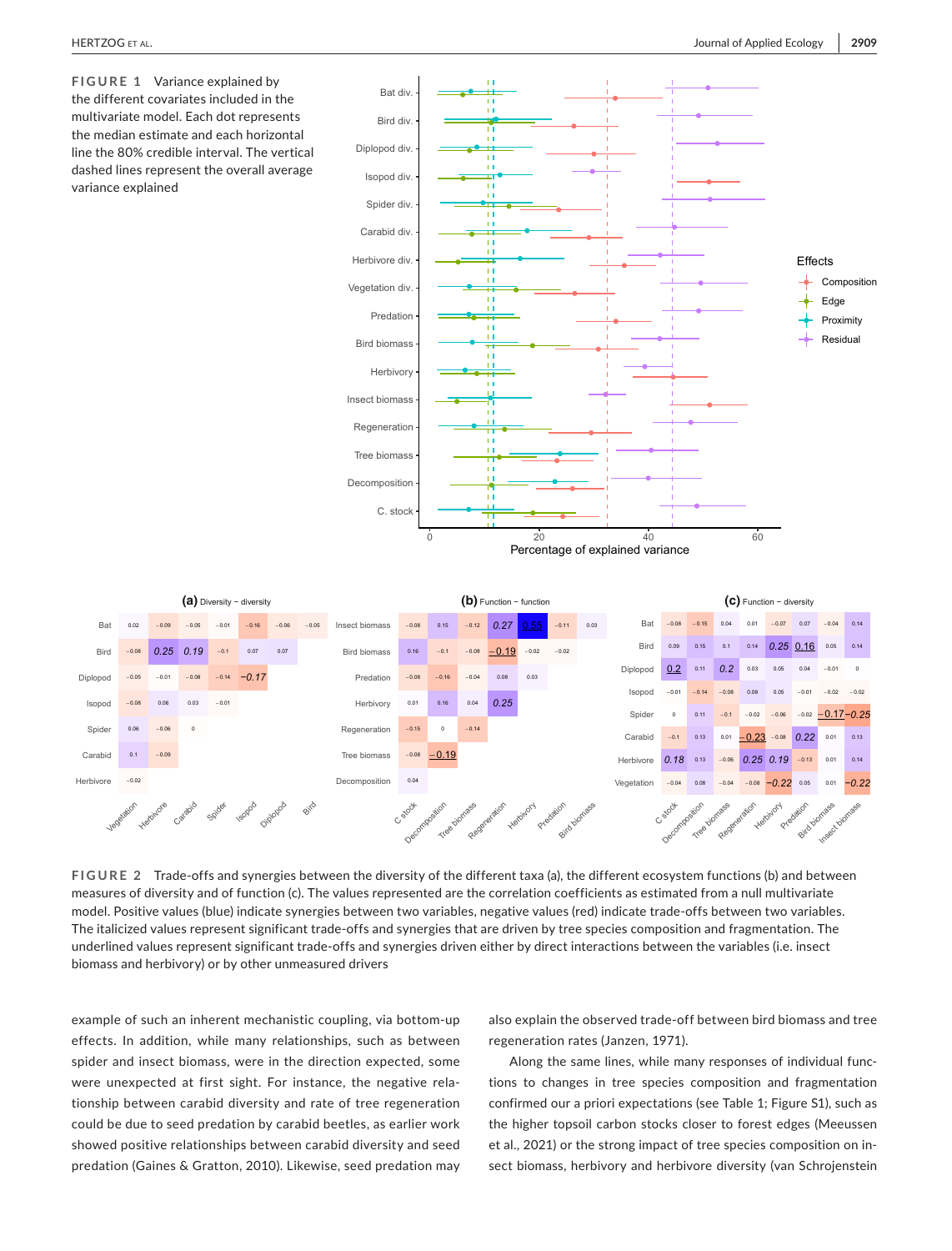**FIGURE 1** Variance explained by the different covariates included in the multivariate model. Each dot represents the median estimate and each horizontal line the 80% credible interval. The vertical dashed lines represent the overall average variance explained

**FIGURE 2** Trade-offs and synergies between the diversity of the different taxa (a), the different ecosystem functions (b) and between measures of diversity and of function (c). The values represented are the correlation coefficients as estimated from a null multivariate model. Positive values (blue) indicate synergies between two variables, negative values (red) indicate trade-offs between two variables. The italicized values represent significant trade-offs and synergies that are driven by tree species composition and fragmentation. The underlined values represent significant trade-offs and synergies driven either by direct interactions between the variables (i.e. insect biomass and herbivory) or by other unmeasured drivers

example of such an inherent mechanistic coupling, via bottom-up effects. In addition, while many relationships, such as between spider and insect biomass, were in the direction expected, some were unexpected at first sight. For instance, the negative relationship between carabid diversity and rate of tree regeneration could be due to seed predation by carabid beetles, as earlier work showed positive relationships between carabid diversity and seed predation (Gaines & Gratton, 2010). Likewise, seed predation may also explain the observed trade-off between bird biomass and tree regeneration rates (Janzen, 1971).

Along the same lines, while many responses of individual functions to changes in tree species composition and fragmentation confirmed our a priori expectations (see Table 1; Figure S1), such as the higher topsoil carbon stocks closer to forest edges (Meeussen et al., 2021) or the strong impact of tree species composition on insect biomass, herbivory and herbivore diversity (van Schrojenstein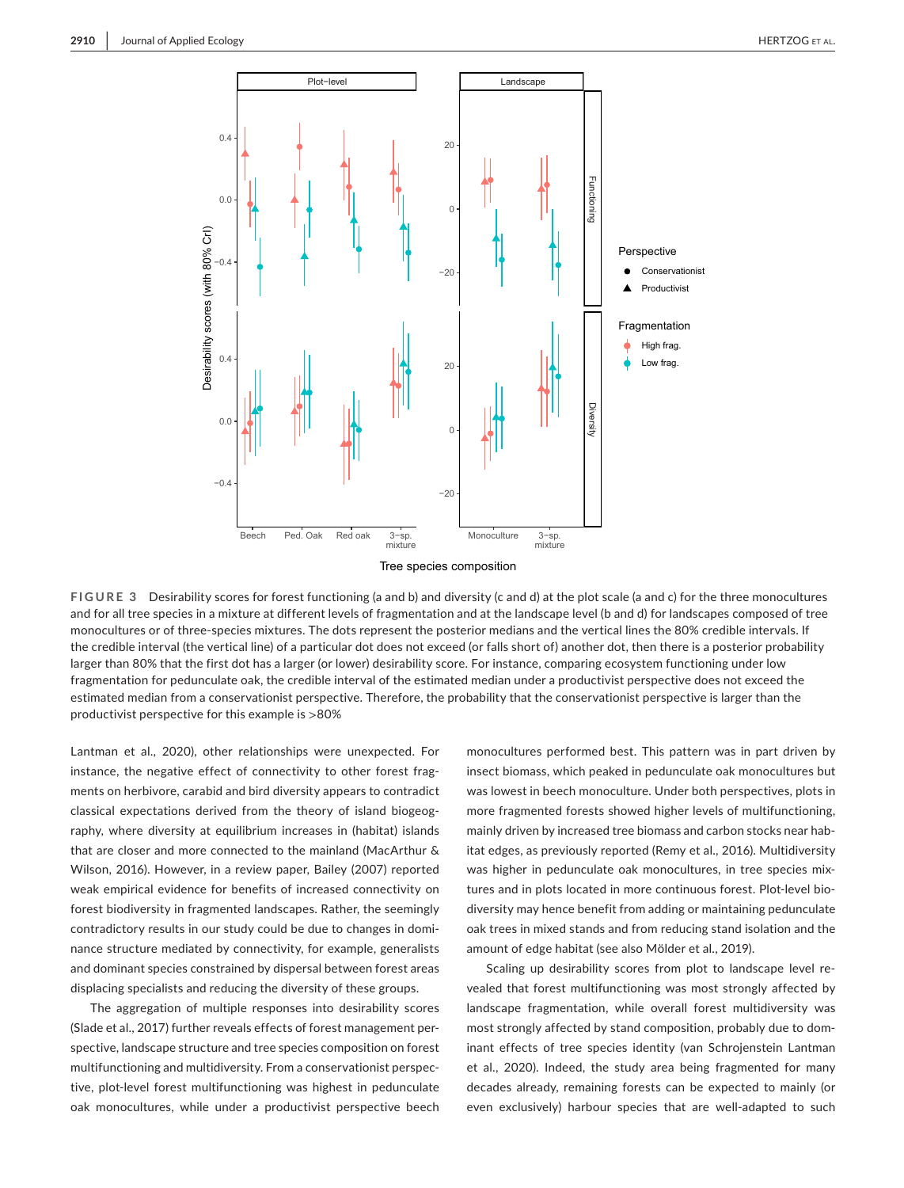**FIGURE 3** Desirability scores for forest functioning (a and b) and diversity (c and d) at the plot scale (a and c) for the three monocultures and for all tree species in a mixture at different levels of fragmentation and at the landscape level (b and d) for landscapes composed of tree monocultures or of three-species mixtures. The dots represent the posterior medians and the vertical lines the 80% credible intervals. If the credible interval (the vertical line) of a particular dot does not exceed (or falls short of) another dot, then there is a posterior probability larger than 80% that the first dot has a larger (or lower) desirability score. For instance, comparing ecosystem functioning under low fragmentation for pedunculate oak, the credible interval of the estimated median under a productivist perspective does not exceed the estimated median from a conservationist perspective. Therefore, the probability that the conservationist perspective is larger than the productivist perspective for this example is >80%

Lantman et al., 2020), other relationships were unexpected. For instance, the negative effect of connectivity to other forest fragments on herbivore, carabid and bird diversity appears to contradict classical expectations derived from the theory of island biogeography, where diversity at equilibrium increases in (habitat) islands that are closer and more connected to the mainland (MacArthur & Wilson, 2016). However, in a review paper, Bailey (2007) reported weak empirical evidence for benefits of increased connectivity on forest biodiversity in fragmented landscapes. Rather, the seemingly contradictory results in our study could be due to changes in dominance structure mediated by connectivity, for example, generalists and dominant species constrained by dispersal between forest areas displacing specialists and reducing the diversity of these groups.

The aggregation of multiple responses into desirability scores (Slade et al., 2017) further reveals effects of forest management perspective, landscape structure and tree species composition on forest multifunctioning and multidiversity. From a conservationist perspective, plot-level forest multifunctioning was highest in pedunculate oak monocultures, while under a productivist perspective beech monocultures performed best. This pattern was in part driven by insect biomass, which peaked in pedunculate oak monocultures but was lowest in beech monoculture. Under both perspectives, plots in more fragmented forests showed higher levels of multifunctioning, mainly driven by increased tree biomass and carbon stocks near habitat edges, as previously reported (Remy et al., 2016). Multidiversity was higher in pedunculate oak monocultures, in tree species mixtures and in plots located in more continuous forest. Plot-level biodiversity may hence benefit from adding or maintaining pedunculate oak trees in mixed stands and from reducing stand isolation and the amount of edge habitat (see also Mölder et al., 2019).

Scaling up desirability scores from plot to landscape level revealed that forest multifunctioning was most strongly affected by landscape fragmentation, while overall forest multidiversity was most strongly affected by stand composition, probably due to dominant effects of tree species identity (van Schrojenstein Lantman et al., 2020). Indeed, the study area being fragmented for many decades already, remaining forests can be expected to mainly (or even exclusively) harbour species that are well-adapted to such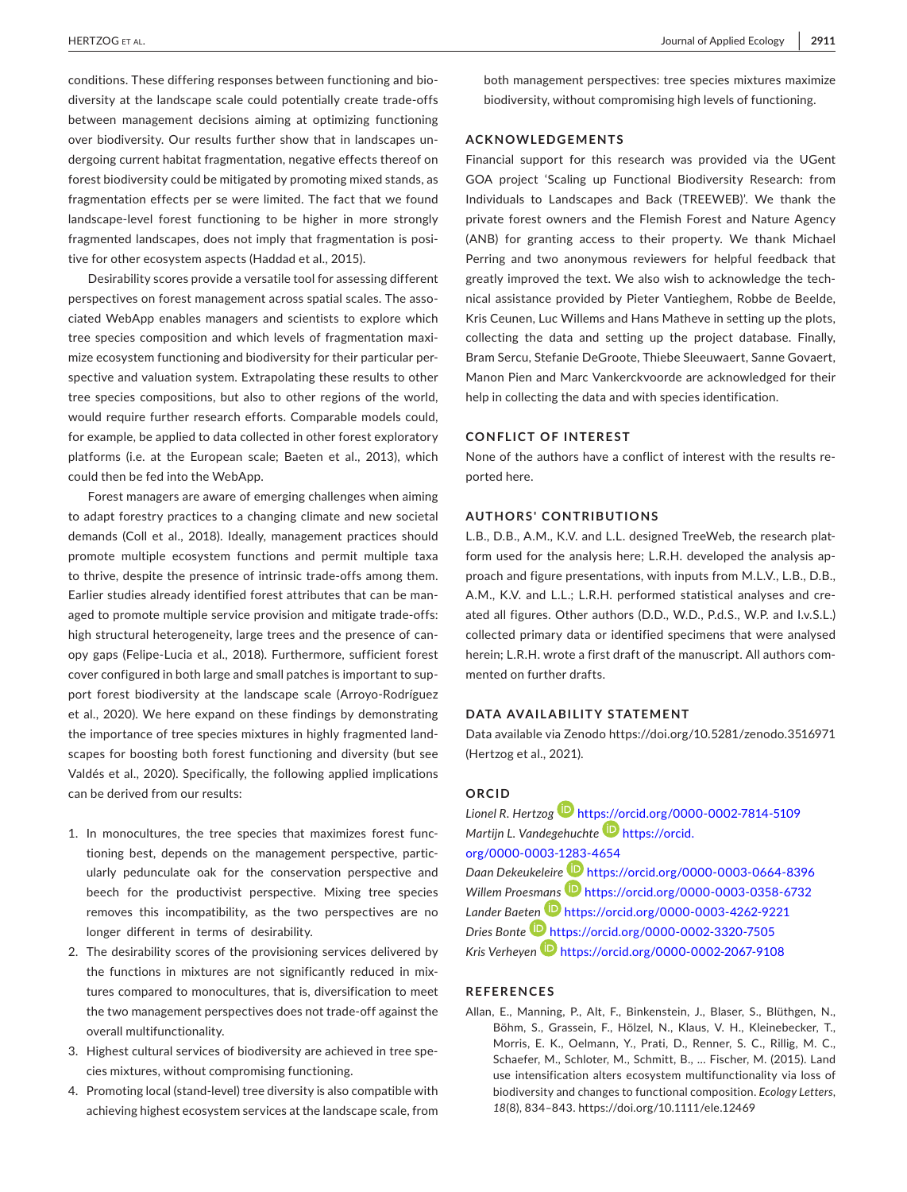conditions. These differing responses between functioning and biodiversity at the landscape scale could potentially create trade-offs between management decisions aiming at optimizing functioning over biodiversity. Our results further show that in landscapes undergoing current habitat fragmentation, negative effects thereof on forest biodiversity could be mitigated by promoting mixed stands, as fragmentation effects per se were limited. The fact that we found landscape-level forest functioning to be higher in more strongly fragmented landscapes, does not imply that fragmentation is positive for other ecosystem aspects (Haddad et al., 2015).

Desirability scores provide a versatile tool for assessing different perspectives on forest management across spatial scales. The associated WebApp enables managers and scientists to explore which tree species composition and which levels of fragmentation maximize ecosystem functioning and biodiversity for their particular perspective and valuation system. Extrapolating these results to other tree species compositions, but also to other regions of the world, would require further research efforts. Comparable models could, for example, be applied to data collected in other forest exploratory platforms (i.e. at the European scale; Baeten et al., 2013), which could then be fed into the WebApp.

Forest managers are aware of emerging challenges when aiming to adapt forestry practices to a changing climate and new societal demands (Coll et al., 2018). Ideally, management practices should promote multiple ecosystem functions and permit multiple taxa to thrive, despite the presence of intrinsic trade-offs among them. Earlier studies already identified forest attributes that can be managed to promote multiple service provision and mitigate trade-offs: high structural heterogeneity, large trees and the presence of canopy gaps (Felipe-Lucia et al., 2018). Furthermore, sufficient forest cover configured in both large and small patches is important to support forest biodiversity at the landscape scale (Arroyo-Rodríguez et al., 2020). We here expand on these findings by demonstrating the importance of tree species mixtures in highly fragmented landscapes for boosting both forest functioning and diversity (but see Valdés et al., 2020). Specifically, the following applied implications can be derived from our results:

1. In monocultures, the tree species that maximizes forest functioning best, depends on the management perspective, particularly pedunculate oak for the conservation perspective and beech for the productivist perspective. Mixing tree species removes this incompatibility, as the two perspectives are no longer different in terms of desirability.
2. The desirability scores of the provisioning services delivered by the functions in mixtures are not significantly reduced in mixtures compared to monocultures, that is, diversification to meet the two management perspectives does not trade-off against the overall multifunctionality.
3. Highest cultural services of biodiversity are achieved in tree species mixtures, without compromising functioning.
4. Promoting local (stand-level) tree diversity is also compatible with achieving highest ecosystem services at the landscape scale, from both management perspectives: tree species mixtures maximize biodiversity, without compromising high levels of functioning.

## ACKNOWLEDGEMENTS

Financial support for this research was provided via the UGent GOA project 'Scaling up Functional Biodiversity Research: from Individuals to Landscapes and Back (TREEWEB)'. We thank the private forest owners and the Flemish Forest and Nature Agency (ANB) for granting access to their property. We thank Michael Perring and two anonymous reviewers for helpful feedback that greatly improved the text. We also wish to acknowledge the technical assistance provided by Pieter Vantieghem, Robbe de Beelde, Kris Ceunen, Luc Willems and Hans Matheve in setting up the plots, collecting the data and setting up the project database. Finally, Bram Sercu, Stefanie DeGroote, Thiebe Sleeuwaert, Sanne Govaert, Manon Pien and Marc Vankerckvoorde are acknowledged for their help in collecting the data and with species identification.

## CONFLICT OF INTEREST

None of the authors have a conflict of interest with the results reported here.

## AUTHORS' CONTRIBUTIONS

L.B., D.B., A.M., K.V. and L.L. designed TreeWeb, the research platform used for the analysis here; L.R.H. developed the analysis approach and figure presentations, with inputs from M.L.V., L.B., D.B., A.M., K.V. and L.L.; L.R.H. performed statistical analyses and created all figures. Other authors (D.D., W.D., P.d.S., W.P. and I.v.S.L.) collected primary data or identified specimens that were analysed herein; L.R.H. wrote a first draft of the manuscript. All authors commented on further drafts.

## DATA AVAILABILITY STATEMENT

Data available via Zenodo https://doi.org/10.5281/zenodo.3516971 (Hertzog et al., 2021).

## ORCID

*Lionel R. Hertzog* https://orcid.org/0000-0002-7814-5109
*Martijn L. Vandegehuchte* https://orcid.org/0000-0003-1283-4654
*Daan Dekeukeleire* https://orcid.org/0000-0003-0664-8396
*Willem Proesmans* https://orcid.org/0000-0003-0358-6732
*Lander Baeten* https://orcid.org/0000-0003-4262-9221
*Dries Bonte* https://orcid.org/0000-0002-3320-7505
*Kris Verheyen* https://orcid.org/0000-0002-2067-9108

## REFERENCES

Allan, E., Manning, P., Alt, F., Binkenstein, J., Blaser, S., Blüthgen, N., Böhm, S., Grassein, F., Hölzel, N., Klaus, V. H., Kleinebecker, T., Morris, E. K., Oelmann, Y., Prati, D., Renner, S. C., Rillig, M. C., Schaefer, M., Schloter, M., Schmitt, B., … Fischer, M. (2015). Land use intensification alters ecosystem multifunctionality via loss of biodiversity and changes to functional composition. *Ecology Letters*, *18*(8), 834–843. https://doi.org/10.1111/ele.12469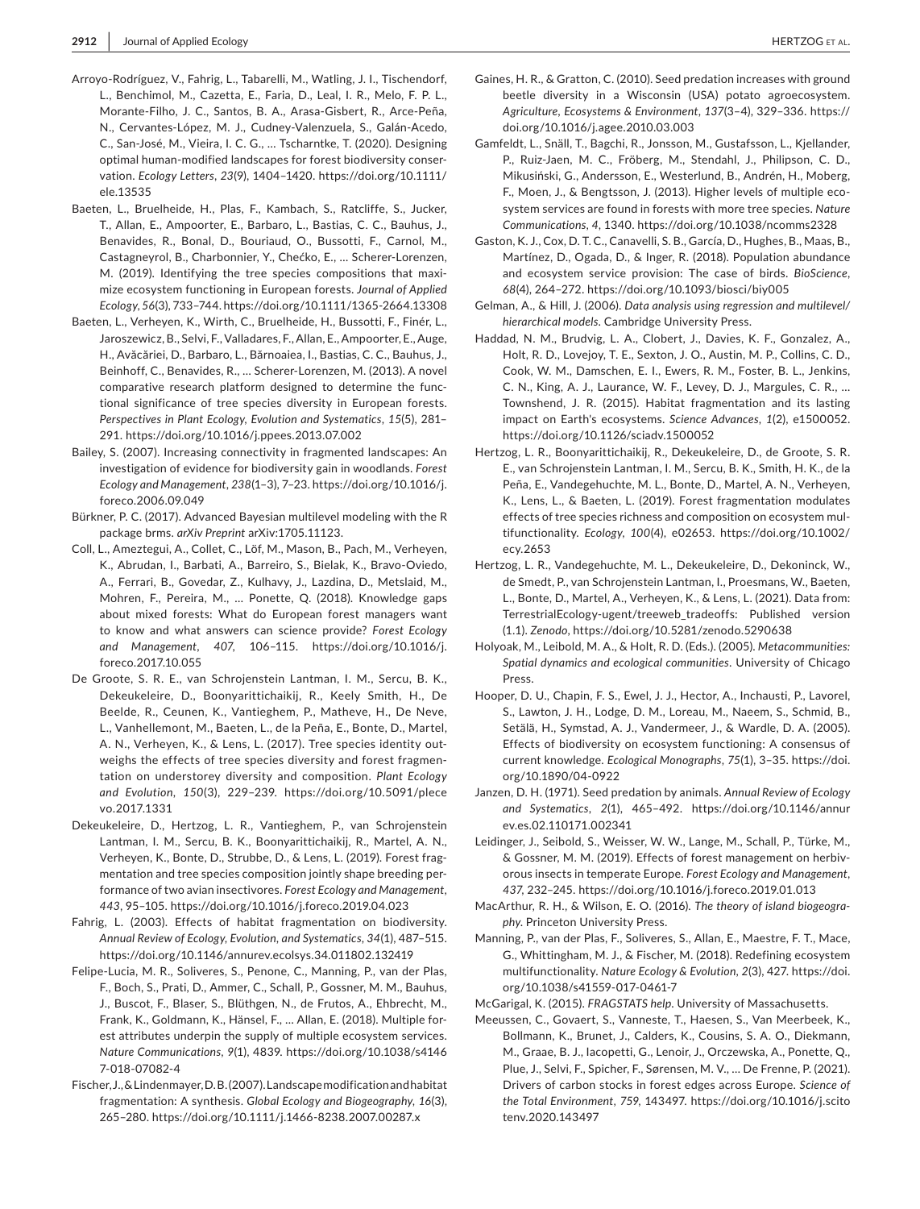Arroyo-Rodríguez, V., Fahrig, L., Tabarelli, M., Watling, J. I., Tischendorf, L., Benchimol, M., Cazetta, E., Faria, D., Leal, I. R., Melo, F. P. L., Morante-Filho, J. C., Santos, B. A., Arasa-Gisbert, R., Arce-Peña, N., Cervantes-López, M. J., Cudney-Valenzuela, S., Galán-Acedo, C., San-José, M., Vieira, I. C. G., … Tscharntke, T. (2020). Designing optimal human-modified landscapes for forest biodiversity conservation. *Ecology Letters*, *23*(9), 1404–1420. https://doi.org/10.1111/ele.13535

Baeten, L., Bruelheide, H., Plas, F., Kambach, S., Ratcliffe, S., Jucker, T., Allan, E., Ampoorter, E., Barbaro, L., Bastias, C. C., Bauhus, J., Benavides, R., Bonal, D., Bouriaud, O., Bussotti, F., Carnol, M., Castagneyrol, B., Charbonnier, Y., Chećko, E., … Scherer-Lorenzen, M. (2019). Identifying the tree species compositions that maximize ecosystem functioning in European forests. *Journal of Applied Ecology*, *56*(3), 733–744. https://doi.org/10.1111/1365-2664.13308

Baeten, L., Verheyen, K., Wirth, C., Bruelheide, H., Bussotti, F., Finér, L., Jaroszewicz, B., Selvi, F., Valladares, F., Allan, E., Ampoorter, E., Auge, H., Avăcăriei, D., Barbaro, L., Bărnoaiea, I., Bastias, C. C., Bauhus, J., Beinhoff, C., Benavides, R., … Scherer-Lorenzen, M. (2013). A novel comparative research platform designed to determine the functional significance of tree species diversity in European forests. *Perspectives in Plant Ecology, Evolution and Systematics*, *15*(5), 281–291. https://doi.org/10.1016/j.ppees.2013.07.002

Bailey, S. (2007). Increasing connectivity in fragmented landscapes: An investigation of evidence for biodiversity gain in woodlands. *Forest Ecology and Management*, *238*(1–3), 7–23. https://doi.org/10.1016/j.foreco.2006.09.049

Bürkner, P. C. (2017). Advanced Bayesian multilevel modeling with the R package brms. *arXiv Preprint* arXiv:1705.11123.

Coll, L., Ameztegui, A., Collet, C., Löf, M., Mason, B., Pach, M., Verheyen, K., Abrudan, I., Barbati, A., Barreiro, S., Bielak, K., Bravo-Oviedo, A., Ferrari, B., Govedar, Z., Kulhavy, J., Lazdina, D., Metslaid, M., Mohren, F., Pereira, M., … Ponette, Q. (2018). Knowledge gaps about mixed forests: What do European forest managers want to know and what answers can science provide? *Forest Ecology and Management*, *407*, 106–115. https://doi.org/10.1016/j.foreco.2017.10.055

De Groote, S. R. E., van Schrojenstein Lantman, I. M., Sercu, B. K., Dekeukeleire, D., Boonyarittichaikij, R., Keely Smith, H., De Beelde, R., Ceunen, K., Vantieghem, P., Matheve, H., De Neve, L., Vanhellemont, M., Baeten, L., de la Peña, E., Bonte, D., Martel, A. N., Verheyen, K., & Lens, L. (2017). Tree species identity outweighs the effects of tree species diversity and forest fragmentation on understorey diversity and composition. *Plant Ecology and Evolution*, *150*(3), 229–239. https://doi.org/10.5091/plecevo.2017.1331

Dekeukeleire, D., Hertzog, L. R., Vantieghem, P., van Schrojenstein Lantman, I. M., Sercu, B. K., Boonyarittichaikij, R., Martel, A. N., Verheyen, K., Bonte, D., Strubbe, D., & Lens, L. (2019). Forest fragmentation and tree species composition jointly shape breeding performance of two avian insectivores. *Forest Ecology and Management*, *443*, 95–105. https://doi.org/10.1016/j.foreco.2019.04.023

Fahrig, L. (2003). Effects of habitat fragmentation on biodiversity. *Annual Review of Ecology, Evolution, and Systematics*, *34*(1), 487–515. https://doi.org/10.1146/annurev.ecolsys.34.011802.132419

Felipe-Lucia, M. R., Soliveres, S., Penone, C., Manning, P., van der Plas, F., Boch, S., Prati, D., Ammer, C., Schall, P., Gossner, M. M., Bauhus, J., Buscot, F., Blaser, S., Blüthgen, N., de Frutos, A., Ehbrecht, M., Frank, K., Goldmann, K., Hänsel, F., … Allan, E. (2018). Multiple forest attributes underpin the supply of multiple ecosystem services. *Nature Communications*, *9*(1), 4839. https://doi.org/10.1038/s41467-018-07082-4

Fischer, J., & Lindenmayer, D. B. (2007). Landscape modification and habitat fragmentation: A synthesis. *Global Ecology and Biogeography*, *16*(3), 265–280. https://doi.org/10.1111/j.1466-8238.2007.00287.x

Gaines, H. R., & Gratton, C. (2010). Seed predation increases with ground beetle diversity in a Wisconsin (USA) potato agroecosystem. *Agriculture, Ecosystems & Environment*, *137*(3–4), 329–336. https://doi.org/10.1016/j.agee.2010.03.003

Gamfeldt, L., Snäll, T., Bagchi, R., Jonsson, M., Gustafsson, L., Kjellander, P., Ruiz-Jaen, M. C., Fröberg, M., Stendahl, J., Philipson, C. D., Mikusiński, G., Andersson, E., Westerlund, B., Andrén, H., Moberg, F., Moen, J., & Bengtsson, J. (2013). Higher levels of multiple ecosystem services are found in forests with more tree species. *Nature Communications*, *4*, 1340. https://doi.org/10.1038/ncomms2328

Gaston, K. J., Cox, D. T. C., Canavelli, S. B., García, D., Hughes, B., Maas, B., Martínez, D., Ogada, D., & Inger, R. (2018). Population abundance and ecosystem service provision: The case of birds. *BioScience*, *68*(4), 264–272. https://doi.org/10.1093/biosci/biy005

Gelman, A., & Hill, J. (2006). *Data analysis using regression and multilevel/hierarchical models*. Cambridge University Press.

Haddad, N. M., Brudvig, L. A., Clobert, J., Davies, K. F., Gonzalez, A., Holt, R. D., Lovejoy, T. E., Sexton, J. O., Austin, M. P., Collins, C. D., Cook, W. M., Damschen, E. I., Ewers, R. M., Foster, B. L., Jenkins, C. N., King, A. J., Laurance, W. F., Levey, D. J., Margules, C. R., … Townshend, J. R. (2015). Habitat fragmentation and its lasting impact on Earth's ecosystems. *Science Advances*, *1*(2), e1500052. https://doi.org/10.1126/sciadv.1500052

Hertzog, L. R., Boonyarittichaikij, R., Dekeukeleire, D., de Groote, S. R. E., van Schrojenstein Lantman, I. M., Sercu, B. K., Smith, H. K., de la Peña, E., Vandegehuchte, M. L., Bonte, D., Martel, A. N., Verheyen, K., Lens, L., & Baeten, L. (2019). Forest fragmentation modulates effects of tree species richness and composition on ecosystem multifunctionality. *Ecology*, *100*(4), e02653. https://doi.org/10.1002/ecy.2653

Hertzog, L. R., Vandegehuchte, M. L., Dekeukeleire, D., Dekoninck, W., de Smedt, P., van Schrojenstein Lantman, I., Proesmans, W., Baeten, L., Bonte, D., Martel, A., Verheyen, K., & Lens, L. (2021). Data from: TerrestrialEcology-ugent/treeweb_tradeoffs: Published version (1.1). *Zenodo*, https://doi.org/10.5281/zenodo.5290638

Holyoak, M., Leibold, M. A., & Holt, R. D. (Eds.). (2005). *Metacommunities: Spatial dynamics and ecological communities*. University of Chicago Press.

Hooper, D. U., Chapin, F. S., Ewel, J. J., Hector, A., Inchausti, P., Lavorel, S., Lawton, J. H., Lodge, D. M., Loreau, M., Naeem, S., Schmid, B., Setälä, H., Symstad, A. J., Vandermeer, J., & Wardle, D. A. (2005). Effects of biodiversity on ecosystem functioning: A consensus of current knowledge. *Ecological Monographs*, *75*(1), 3–35. https://doi.org/10.1890/04-0922

Janzen, D. H. (1971). Seed predation by animals. *Annual Review of Ecology and Systematics*, *2*(1), 465–492. https://doi.org/10.1146/annurev.es.02.110171.002341

Leidinger, J., Seibold, S., Weisser, W. W., Lange, M., Schall, P., Türke, M., & Gossner, M. M. (2019). Effects of forest management on herbivorous insects in temperate Europe. *Forest Ecology and Management*, *437*, 232–245. https://doi.org/10.1016/j.foreco.2019.01.013

MacArthur, R. H., & Wilson, E. O. (2016). *The theory of island biogeography*. Princeton University Press.

Manning, P., van der Plas, F., Soliveres, S., Allan, E., Maestre, F. T., Mace, G., Whittingham, M. J., & Fischer, M. (2018). Redefining ecosystem multifunctionality. *Nature Ecology & Evolution*, *2*(3), 427. https://doi.org/10.1038/s41559-017-0461-7

McGarigal, K. (2015). *FRAGSTATS help*. University of Massachusetts.

Meeussen, C., Govaert, S., Vanneste, T., Haesen, S., Van Meerbeek, K., Bollmann, K., Brunet, J., Calders, K., Cousins, S. A. O., Diekmann, M., Graae, B. J., Iacopetti, G., Lenoir, J., Orczewska, A., Ponette, Q., Plue, J., Selvi, F., Spicher, F., Sørensen, M. V., … De Frenne, P. (2021). Drivers of carbon stocks in forest edges across Europe. *Science of the Total Environment*, *759*, 143497. https://doi.org/10.1016/j.scitotenv.2020.143497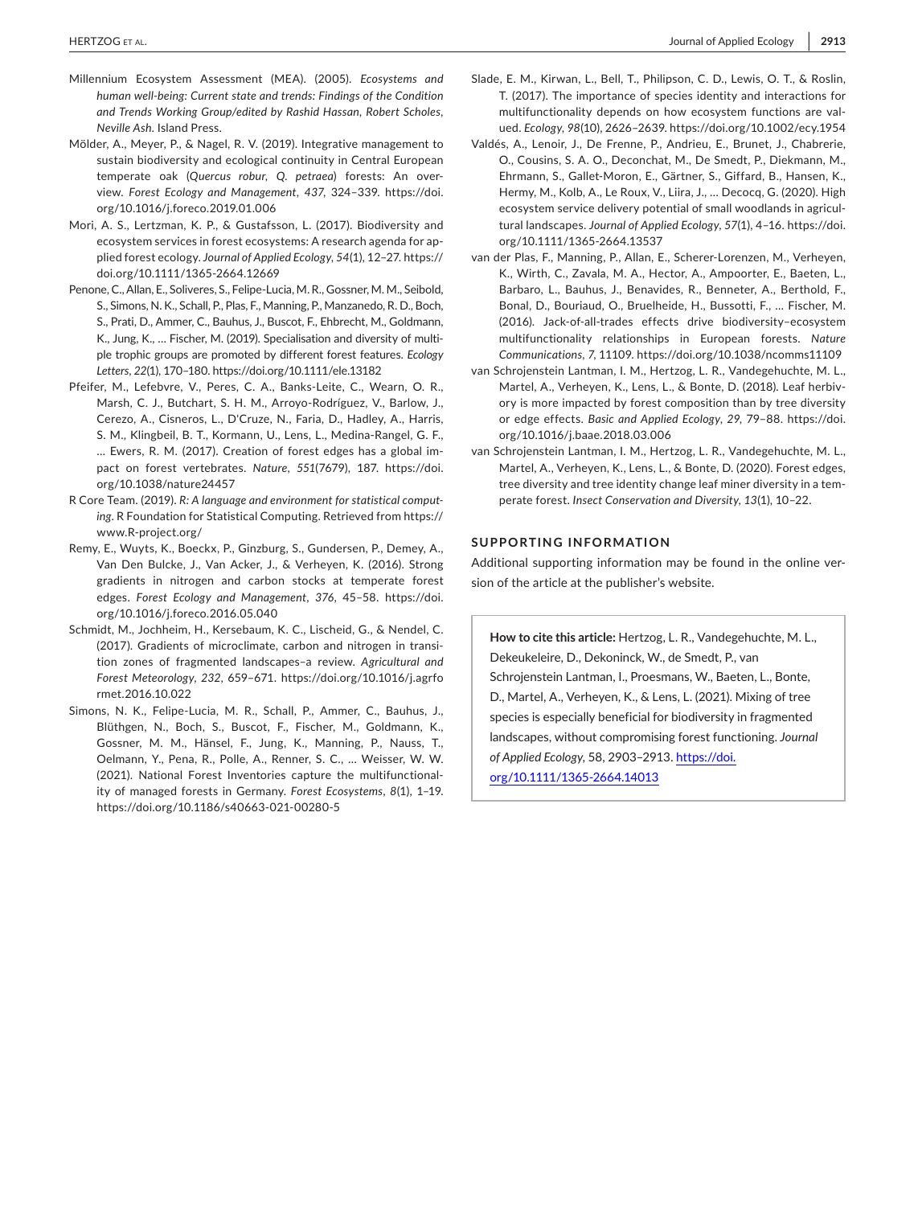Millennium Ecosystem Assessment (MEA). (2005). *Ecosystems and human well-being: Current state and trends: Findings of the Condition and Trends Working Group/edited by Rashid Hassan, Robert Scholes, Neville Ash*. Island Press.

Mölder, A., Meyer, P., & Nagel, R. V. (2019). Integrative management to sustain biodiversity and ecological continuity in Central European temperate oak (*Quercus robur, Q. petraea*) forests: An overview. *Forest Ecology and Management*, *437*, 324–339. https://doi.org/10.1016/j.foreco.2019.01.006

Mori, A. S., Lertzman, K. P., & Gustafsson, L. (2017). Biodiversity and ecosystem services in forest ecosystems: A research agenda for applied forest ecology. *Journal of Applied Ecology*, *54*(1), 12–27. https://doi.org/10.1111/1365-2664.12669

Penone, C., Allan, E., Soliveres, S., Felipe-Lucia, M. R., Gossner, M. M., Seibold, S., Simons, N. K., Schall, P., Plas, F., Manning, P., Manzanedo, R. D., Boch, S., Prati, D., Ammer, C., Bauhus, J., Buscot, F., Ehbrecht, M., Goldmann, K., Jung, K., … Fischer, M. (2019). Specialisation and diversity of multiple trophic groups are promoted by different forest features. *Ecology Letters*, *22*(1), 170–180. https://doi.org/10.1111/ele.13182

Pfeifer, M., Lefebvre, V., Peres, C. A., Banks-Leite, C., Wearn, O. R., Marsh, C. J., Butchart, S. H. M., Arroyo-Rodríguez, V., Barlow, J., Cerezo, A., Cisneros, L., D'Cruze, N., Faria, D., Hadley, A., Harris, S. M., Klingbeil, B. T., Kormann, U., Lens, L., Medina-Rangel, G. F., … Ewers, R. M. (2017). Creation of forest edges has a global impact on forest vertebrates. *Nature*, *551*(7679), 187. https://doi.org/10.1038/nature24457

R Core Team. (2019). *R: A language and environment for statistical computing*. R Foundation for Statistical Computing. Retrieved from https://www.R-project.org/

Remy, E., Wuyts, K., Boeckx, P., Ginzburg, S., Gundersen, P., Demey, A., Van Den Bulcke, J., Van Acker, J., & Verheyen, K. (2016). Strong gradients in nitrogen and carbon stocks at temperate forest edges. *Forest Ecology and Management*, *376*, 45–58. https://doi.org/10.1016/j.foreco.2016.05.040

Schmidt, M., Jochheim, H., Kersebaum, K. C., Lischeid, G., & Nendel, C. (2017). Gradients of microclimate, carbon and nitrogen in transition zones of fragmented landscapes–a review. *Agricultural and Forest Meteorology*, *232*, 659–671. https://doi.org/10.1016/j.agrformet.2016.10.022

Simons, N. K., Felipe-Lucia, M. R., Schall, P., Ammer, C., Bauhus, J., Blüthgen, N., Boch, S., Buscot, F., Fischer, M., Goldmann, K., Gossner, M. M., Hänsel, F., Jung, K., Manning, P., Nauss, T., Oelmann, Y., Pena, R., Polle, A., Renner, S. C., … Weisser, W. W. (2021). National Forest Inventories capture the multifunctionality of managed forests in Germany. *Forest Ecosystems*, *8*(1), 1–19. https://doi.org/10.1186/s40663-021-00280-5

Slade, E. M., Kirwan, L., Bell, T., Philipson, C. D., Lewis, O. T., & Roslin, T. (2017). The importance of species identity and interactions for multifunctionality depends on how ecosystem functions are valued. *Ecology*, *98*(10), 2626–2639. https://doi.org/10.1002/ecy.1954

Valdés, A., Lenoir, J., De Frenne, P., Andrieu, E., Brunet, J., Chabrerie, O., Cousins, S. A. O., Deconchat, M., De Smedt, P., Diekmann, M., Ehrmann, S., Gallet-Moron, E., Gärtner, S., Giffard, B., Hansen, K., Hermy, M., Kolb, A., Le Roux, V., Liira, J., … Decocq, G. (2020). High ecosystem service delivery potential of small woodlands in agricultural landscapes. *Journal of Applied Ecology*, *57*(1), 4–16. https://doi.org/10.1111/1365-2664.13537

van der Plas, F., Manning, P., Allan, E., Scherer-Lorenzen, M., Verheyen, K., Wirth, C., Zavala, M. A., Hector, A., Ampoorter, E., Baeten, L., Barbaro, L., Bauhus, J., Benavides, R., Benneter, A., Berthold, F., Bonal, D., Bouriaud, O., Bruelheide, H., Bussotti, F., … Fischer, M. (2016). Jack-of-all-trades effects drive biodiversity–ecosystem multifunctionality relationships in European forests. *Nature Communications*, *7*, 11109. https://doi.org/10.1038/ncomms11109

van Schrojenstein Lantman, I. M., Hertzog, L. R., Vandegehuchte, M. L., Martel, A., Verheyen, K., Lens, L., & Bonte, D. (2018). Leaf herbivory is more impacted by forest composition than by tree diversity or edge effects. *Basic and Applied Ecology*, *29*, 79–88. https://doi.org/10.1016/j.baae.2018.03.006

van Schrojenstein Lantman, I. M., Hertzog, L. R., Vandegehuchte, M. L., Martel, A., Verheyen, K., Lens, L., & Bonte, D. (2020). Forest edges, tree diversity and tree identity change leaf miner diversity in a temperate forest. *Insect Conservation and Diversity*, *13*(1), 10–22.

## SUPPORTING INFORMATION

Additional supporting information may be found in the online version of the article at the publisher's website.

**How to cite this article:** Hertzog, L. R., Vandegehuchte, M. L., Dekeukeleire, D., Dekoninck, W., de Smedt, P., van Schrojenstein Lantman, I., Proesmans, W., Baeten, L., Bonte, D., Martel, A., Verheyen, K., & Lens, L. (2021). Mixing of tree species is especially beneficial for biodiversity in fragmented landscapes, without compromising forest functioning. *Journal of Applied Ecology*, 58, 2903–2913. https://doi.org/10.1111/1365-2664.14013